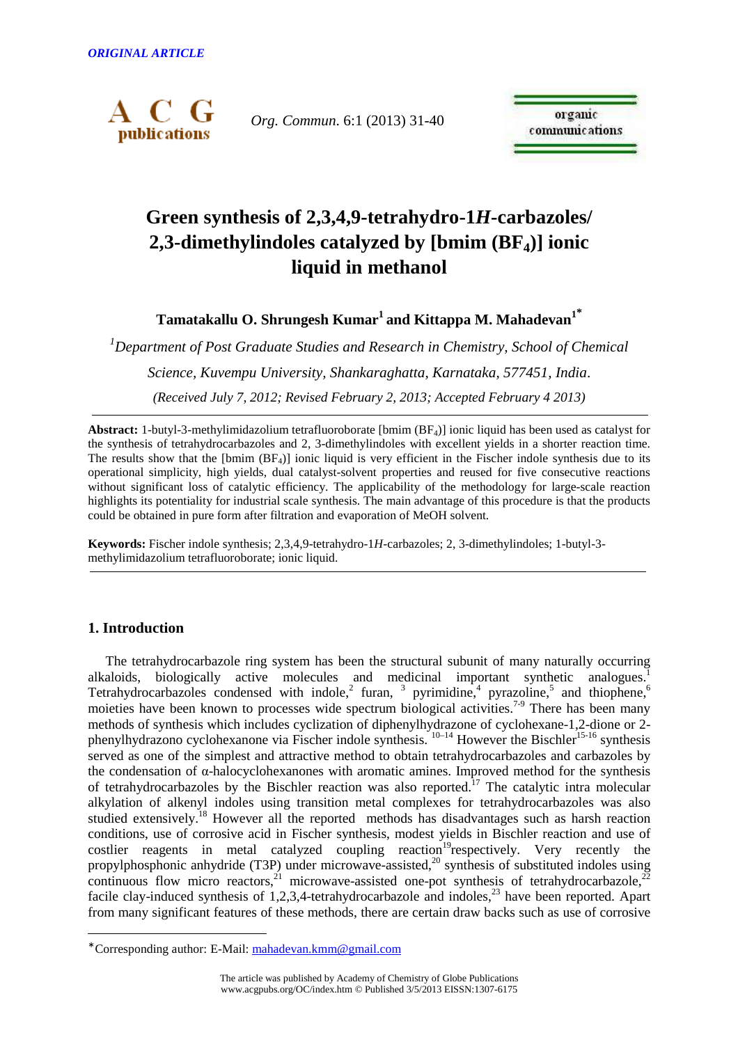ORIGINAL ARTICLE

# Green synthesis of 2,3,4,9-tetrahydro-1*H*-carbazoles/ 2,3-dimethylindoles catalyzed by [bmim $(BF_4)$] ionic liquid in methanol

**Tamatakallu O. Shrungesh Kumar[1] and Kittappa M. Mahadevan[1*]**

[1] *Department of Post Graduate Studies and Research in Chemistry, School of Chemical Science, Kuvempu University, Shankaraghatta, Karnataka, 577451, India.*

*(Received July 7, 2012; Revised February 2, 2013; Accepted February 4 2013)*

**Abstract:** 1-butyl-3-methylimidazolium tetrafluoroborate [bmim $(BF_4)$] ionic liquid has been used as catalyst for the synthesis of tetrahydrocarbazoles and 2, 3-dimethylindoles with excellent yields in a shorter reaction time. The results show that the [bmim $(BF_4)$] ionic liquid is very efficient in the Fischer indole synthesis due to its operational simplicity, high yields, dual catalyst-solvent properties and reused for five consecutive reactions without significant loss of catalytic efficiency. The applicability of the methodology for large-scale reaction highlights its potentiality for industrial scale synthesis. The main advantage of this procedure is that the products could be obtained in pure form after filtration and evaporation of MeOH solvent.

**Keywords:** Fischer indole synthesis; 2,3,4,9-tetrahydro-1*H*-carbazoles; 2, 3-dimethylindoles; 1-butyl-3-methylimidazolium tetrafluoroborate; ionic liquid.

## 1. Introduction

The tetrahydrocarbazole ring system has been the structural subunit of many naturally occurring alkaloids, biologically active molecules and medicinal important synthetic analogues.[1] Tetrahydrocarbazoles condensed with indole,[2] furan, [3] pyrimidine,[4] pyrazoline,[5] and thiophene,[6] moieties have been known to processes wide spectrum biological activities.[7-9] There has been many methods of synthesis which includes cyclization of diphenylhydrazone of cyclohexane-1,2-dione or 2-phenylhydrazono cyclohexanone via Fischer indole synthesis. [10–14] However the Bischler[15-16] synthesis served as one of the simplest and attractive method to obtain tetrahydrocarbazoles and carbazoles by the condensation of α-halocyclohexanones with aromatic amines. Improved method for the synthesis of tetrahydrocarbazoles by the Bischler reaction was also reported.[17] The catalytic intra molecular alkylation of alkenyl indoles using transition metal complexes for tetrahydrocarbazoles was also studied extensively.[18] However all the reported methods has disadvantages such as harsh reaction conditions, use of corrosive acid in Fischer synthesis, modest yields in Bischler reaction and use of costlier reagents in metal catalyzed coupling reaction[19]respectively. Very recently the propylphosphonic anhydride (T3P) under microwave-assisted,[20] synthesis of substituted indoles using continuous flow micro reactors,[21] microwave-assisted one-pot synthesis of tetrahydrocarbazole,[22] facile clay-induced synthesis of 1,2,3,4-tetrahydrocarbazole and indoles,[23] have been reported. Apart from many significant features of these methods, there are certain draw backs such as use of corrosive

*Corresponding author: E-Mail: mahadevan.kmm@gmail.com

The article was published by Academy of Chemistry of Globe Publications
www.acgpubs.org/OC/index.htm © Published 3/5/2013 EISSN:1307-6175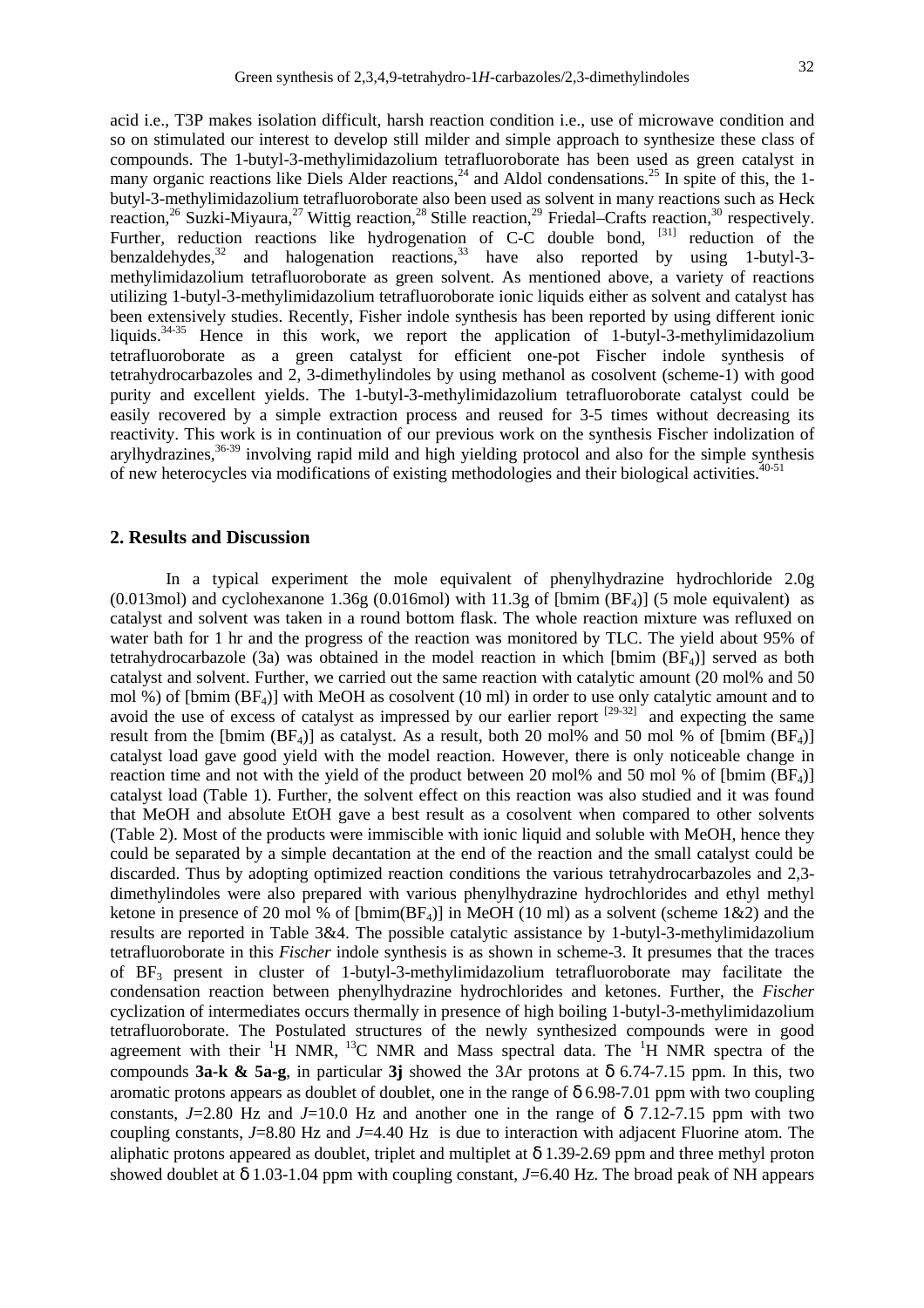acid i.e., T3P makes isolation difficult, harsh reaction condition i.e., use of microwave condition and so on stimulated our interest to develop still milder and simple approach to synthesize these class of compounds. The 1-butyl-3-methylimidazolium tetrafluoroborate has been used as green catalyst in many organic reactions like Diels Alder reactions,[24] and Aldol condensations.[25] In spite of this, the 1-butyl-3-methylimidazolium tetrafluoroborate also been used as solvent in many reactions such as Heck reaction,[26] Suzki-Miyaura,[27] Wittig reaction,[28] Stille reaction,[29] Friedal–Crafts reaction,[30] respectively. Further, reduction reactions like hydrogenation of C-C double bond, [31] reduction of the benzaldehydes,[32] and halogenation reactions,[33] have also reported by using 1-butyl-3-methylimidazolium tetrafluoroborate as green solvent. As mentioned above, a variety of reactions utilizing 1-butyl-3-methylimidazolium tetrafluoroborate ionic liquids either as solvent and catalyst has been extensively studies. Recently, Fisher indole synthesis has been reported by using different ionic liquids.[34-35] Hence in this work, we report the application of 1-butyl-3-methylimidazolium tetrafluoroborate as a green catalyst for efficient one-pot Fischer indole synthesis of tetrahydrocarbazoles and 2, 3-dimethylindoles by using methanol as cosolvent (scheme-1) with good purity and excellent yields. The 1-butyl-3-methylimidazolium tetrafluoroborate catalyst could be easily recovered by a simple extraction process and reused for 3-5 times without decreasing its reactivity. This work is in continuation of our previous work on the synthesis Fischer indolization of arylhydrazines,[36-39] involving rapid mild and high yielding protocol and also for the simple synthesis of new heterocycles via modifications of existing methodologies and their biological activities.[40-51]

## 2. Results and Discussion

In a typical experiment the mole equivalent of phenylhydrazine hydrochloride 2.0g (0.013mol) and cyclohexanone 1.36g (0.016mol) with 11.3g of [bmim ($BF_4$)] (5 mole equivalent) as catalyst and solvent was taken in a round bottom flask. The whole reaction mixture was refluxed on water bath for 1 hr and the progress of the reaction was monitored by TLC. The yield about 95% of tetrahydrocarbazole (3a) was obtained in the model reaction in which [bmim ($BF_4$)] served as both catalyst and solvent. Further, we carried out the same reaction with catalytic amount (20 mol% and 50 mol %) of [bmim ($BF_4$)] with MeOH as cosolvent (10 ml) in order to use only catalytic amount and to avoid the use of excess of catalyst as impressed by our earlier report [29-32] and expecting the same result from the [bmim ($BF_4$)] as catalyst. As a result, both 20 mol% and 50 mol % of [bmim ($BF_4$)] catalyst load gave good yield with the model reaction. However, there is only noticeable change in reaction time and not with the yield of the product between 20 mol% and 50 mol % of [bmim ($BF_4$)] catalyst load (Table 1). Further, the solvent effect on this reaction was also studied and it was found that MeOH and absolute EtOH gave a best result as a cosolvent when compared to other solvents (Table 2). Most of the products were immiscible with ionic liquid and soluble with MeOH, hence they could be separated by a simple decantation at the end of the reaction and the small catalyst could be discarded. Thus by adopting optimized reaction conditions the various tetrahydrocarbazoles and 2,3-dimethylindoles were also prepared with various phenylhydrazine hydrochlorides and ethyl methyl ketone in presence of 20 mol % of [bmim($BF_4$)] in MeOH (10 ml) as a solvent (scheme 1&2) and the results are reported in Table 3&4. The possible catalytic assistance by 1-butyl-3-methylimidazolium tetrafluoroborate in this *Fischer* indole synthesis is as shown in scheme-3. It presumes that the traces of $BF_3$ present in cluster of 1-butyl-3-methylimidazolium tetrafluoroborate may facilitate the condensation reaction between phenylhydrazine hydrochlorides and ketones. Further, the *Fischer* cyclization of intermediates occurs thermally in presence of high boiling 1-butyl-3-methylimidazolium tetrafluoroborate. The Postulated structures of the newly synthesized compounds were in good agreement with their $^{1}H$ NMR, $^{13}C$ NMR and Mass spectral data. The $^{1}H$ NMR spectra of the compounds **3a-k & 5a-g**, in particular **3j** showed the 3Ar protons at $\delta$ 6.74-7.15 ppm. In this, two aromatic protons appears as doublet of doublet, one in the range of $\delta$ 6.98-7.01 ppm with two coupling constants, $J$=2.80 Hz and $J$=10.0 Hz and another one in the range of $\delta$ 7.12-7.15 ppm with two coupling constants, $J$=8.80 Hz and $J$=4.40 Hz is due to interaction with adjacent Fluorine atom. The aliphatic protons appeared as doublet, triplet and multiplet at $\delta$ 1.39-2.69 ppm and three methyl proton showed doublet at $\delta$ 1.03-1.04 ppm with coupling constant, $J$=6.40 Hz. The broad peak of NH appears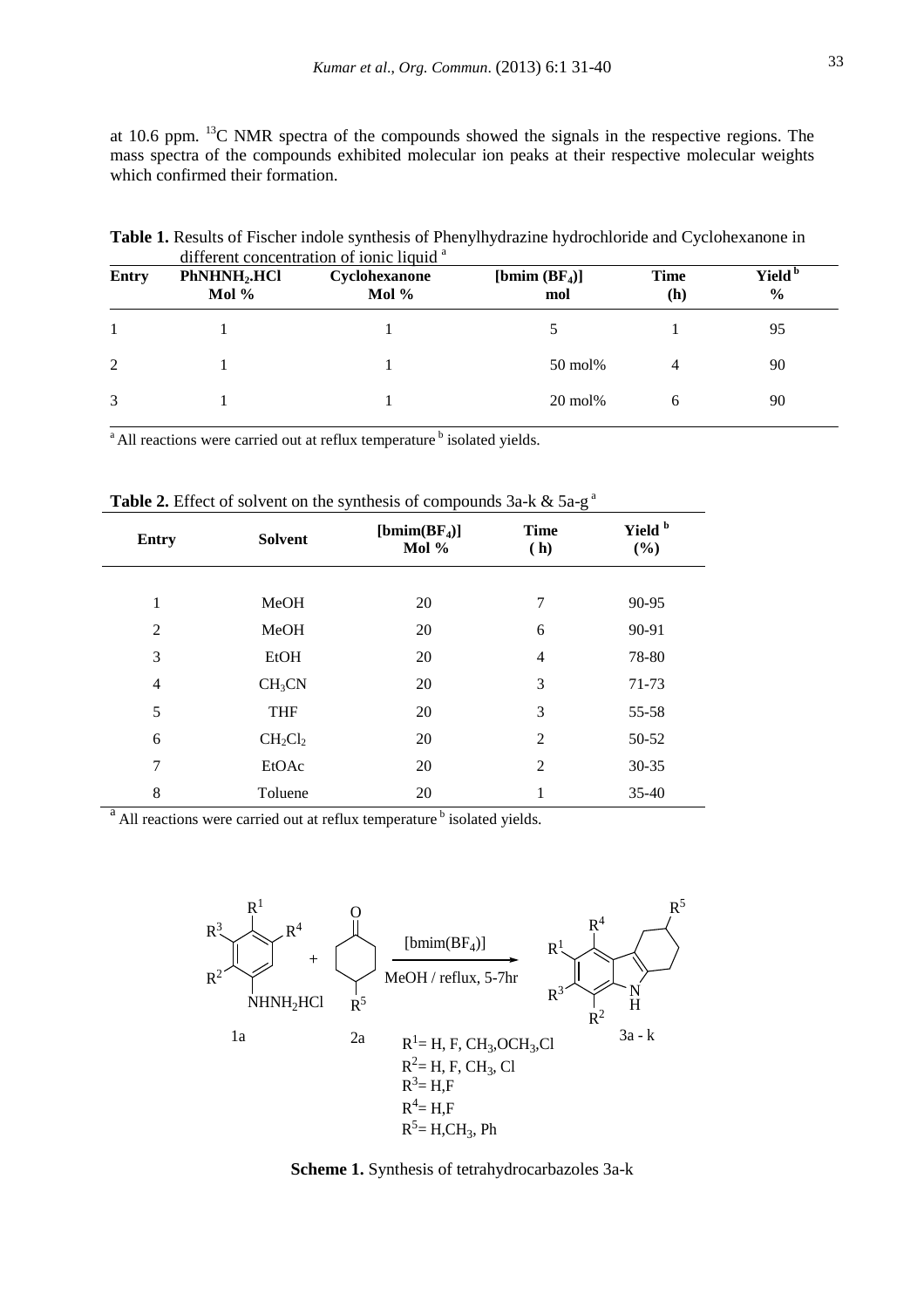at 10.6 ppm. $^{13}C$ NMR spectra of the compounds showed the signals in the respective regions. The mass spectra of the compounds exhibited molecular ion peaks at their respective molecular weights which confirmed their formation.

**Table 1.** Results of Fischer indole synthesis of Phenylhydrazine hydrochloride and Cyclohexanone in different concentration of ionic liquid [a]

| Entry | $PhNHNH_2.HCl$ Mol % | Cyclohexanone Mol % | [bmim $(BF_4)$] mol | Time (h) | Yield [b] % |
|---|---|---|---|---|---|
| 1 | 1 | 1 | 5 | 1 | 95 |
| 2 | 1 | 1 | 50 mol% | 4 | 90 |
| 3 | 1 | 1 | 20 mol% | 6 | 90 |

[a] All reactions were carried out at reflux temperature [b] isolated yields.

**Table 2.** Effect of solvent on the synthesis of compounds 3a-k & 5a-g [a]

| Entry | Solvent | [bmim$(BF_4)$] Mol % | Time (h) | Yield [b] (%) |
|---|---|---|---|---|
| 1 | MeOH | 20 | 7 | 90-95 |
| 2 | MeOH | 20 | 6 | 90-91 |
| 3 | EtOH | 20 | 4 | 78-80 |
| 4 | $CH_3CN$ | 20 | 3 | 71-73 |
| 5 | THF | 20 | 3 | 55-58 |
| 6 | $CH_2Cl_2$ | 20 | 2 | 50-52 |
| 7 | EtOAc | 20 | 2 | 30-35 |
| 8 | Toluene | 20 | 1 | 35-40 |

[a] All reactions were carried out at reflux temperature [b] isolated yields.

1a + 2a → [bmim$(BF_4)$], MeOH / reflux, 5-7hr → 3a - k

$R^1$= H, F, $CH_3$, $OCH_3$, Cl
$R^2$= H, F, $CH_3$, Cl
$R^3$= H, F
$R^4$= H, F
$R^5$= H, $CH_3$, Ph

**Scheme 1.** Synthesis of tetrahydrocarbazoles 3a-k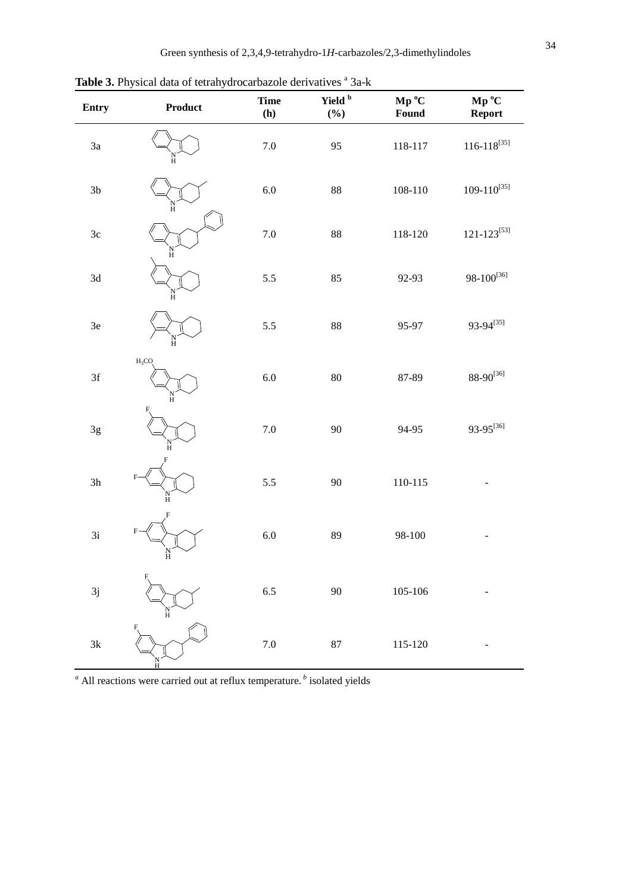**Table 3.** Physical data of tetrahydrocarbazole derivatives [a] 3a-k

| Entry | Product | Time (h) | Yield [b] (%) | Mp °C Found | Mp °C Report |
|---|---|---|---|---|---|
| 3a | | 7.0 | 95 | 118-117 | 116-118[35] |
| 3b | | 6.0 | 88 | 108-110 | 109-110[35] |
| 3c | | 7.0 | 88 | 118-120 | 121-123[53] |
| 3d | | 5.5 | 85 | 92-93 | 98-100[36] |
| 3e | | 5.5 | 88 | 95-97 | 93-94[35] |
| 3f | $H_3CO$ | 6.0 | 80 | 87-89 | 88-90[36] |
| 3g | F | 7.0 | 90 | 94-95 | 93-95[36] |
| 3h | F, F | 5.5 | 90 | 110-115 | - |
| 3i | F, F | 6.0 | 89 | 98-100 | - |
| 3j | F | 6.5 | 90 | 105-106 | - |
| 3k | F | 7.0 | 87 | 115-120 | - |

[a] All reactions were carried out at reflux temperature. [b] isolated yields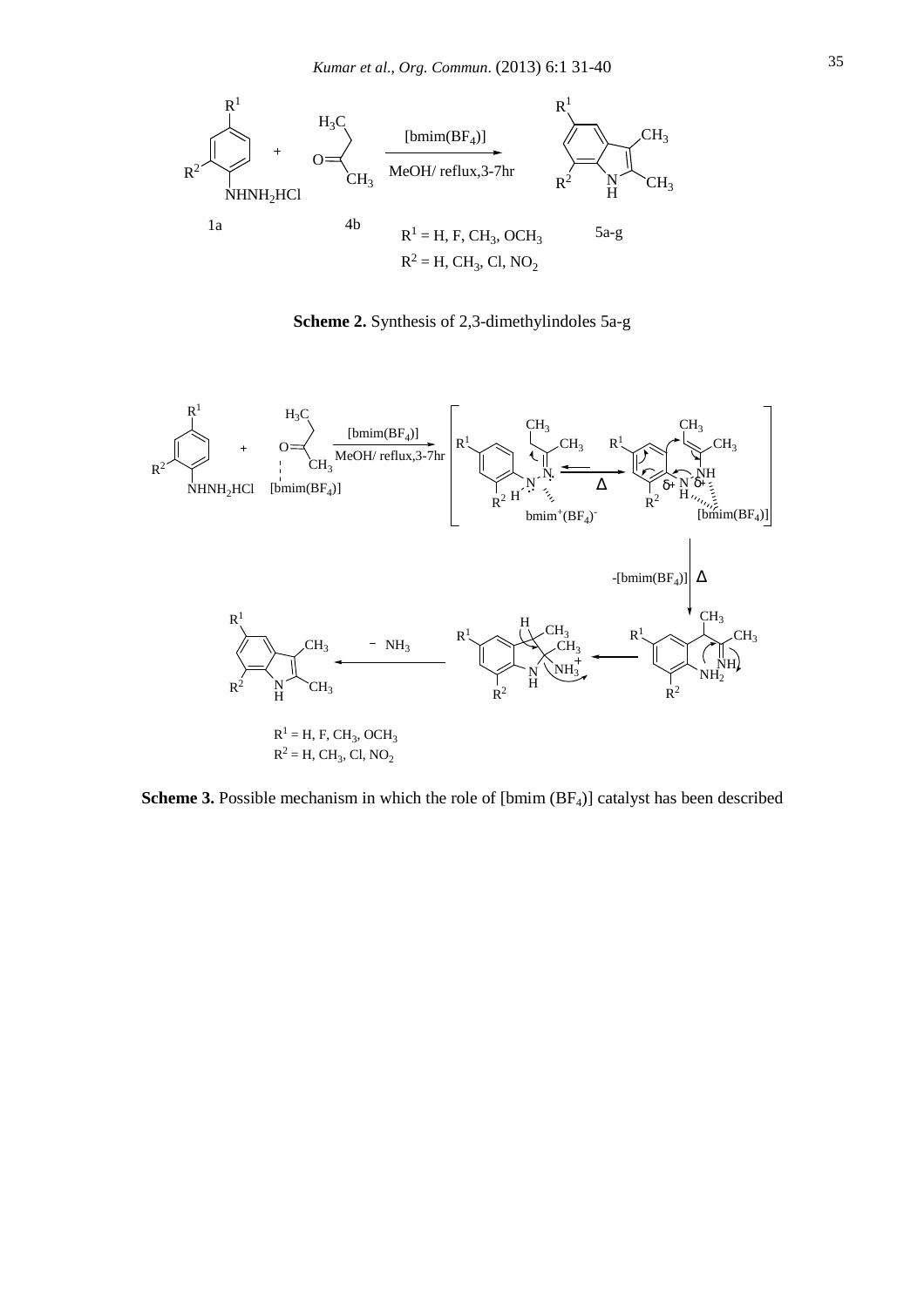$R^1 = H, F, CH_3, OCH_3$

$R^2 = H, CH_3, Cl, NO_2$

1a 4b 5a-g

[bmim(BF4)]

MeOH/ reflux,3-7hr

**Scheme 2.** Synthesis of 2,3-dimethylindoles 5a-g

$R^1 = H, F, CH_3, OCH_3$

$R^2 = H, CH_3, Cl, NO_2$

**Scheme 3.** Possible mechanism in which the role of [bmim $(BF_4)$] catalyst has been described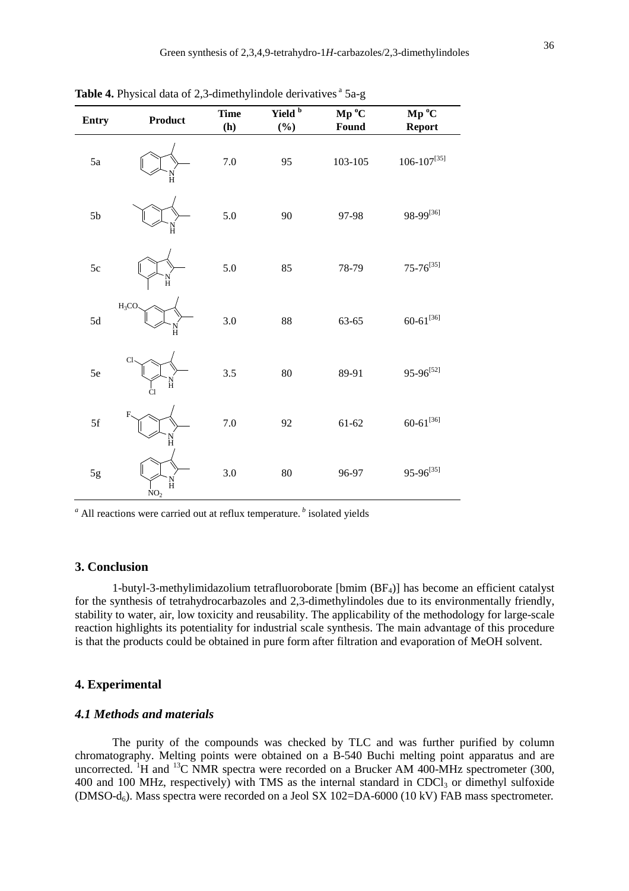**Table 4.** Physical data of 2,3-dimethylindole derivatives [a] 5a-g

| Entry | Product | Time (h) | Yield [b] (%) | Mp °C Found | Mp °C Report |
|---|---|---|---|---|---|
| 5a | | 7.0 | 95 | 103-105 | 106-107[35] |
| 5b | | 5.0 | 90 | 97-98 | 98-99[36] |
| 5c | | 5.0 | 85 | 78-79 | 75-76[35] |
| 5d | $H_3CO$ | 3.0 | 88 | 63-65 | 60-61[36] |
| 5e | Cl, Cl | 3.5 | 80 | 89-91 | 95-96[52] |
| 5f | F | 7.0 | 92 | 61-62 | 60-61[36] |
| 5g | $NO_2$ | 3.0 | 80 | 96-97 | 95-96[35] |

[a] All reactions were carried out at reflux temperature. [b] isolated yields

## 3. Conclusion

1-butyl-3-methylimidazolium tetrafluoroborate [bmim ($BF_4$)] has become an efficient catalyst for the synthesis of tetrahydrocarbazoles and 2,3-dimethylindoles due to its environmentally friendly, stability to water, air, low toxicity and reusability. The applicability of the methodology for large-scale reaction highlights its potentiality for industrial scale synthesis. The main advantage of this procedure is that the products could be obtained in pure form after filtration and evaporation of MeOH solvent.

## 4. Experimental

### *4.1 Methods and materials*

The purity of the compounds was checked by TLC and was further purified by column chromatography. Melting points were obtained on a B-540 Buchi melting point apparatus and are uncorrected. $^1H$ and $^{13}C$ NMR spectra were recorded on a Brucker AM 400-MHz spectrometer (300, 400 and 100 MHz, respectively) with TMS as the internal standard in $CDCl_3$ or dimethyl sulfoxide (DMSO-$d_6$). Mass spectra were recorded on a Jeol SX 102=DA-6000 (10 kV) FAB mass spectrometer.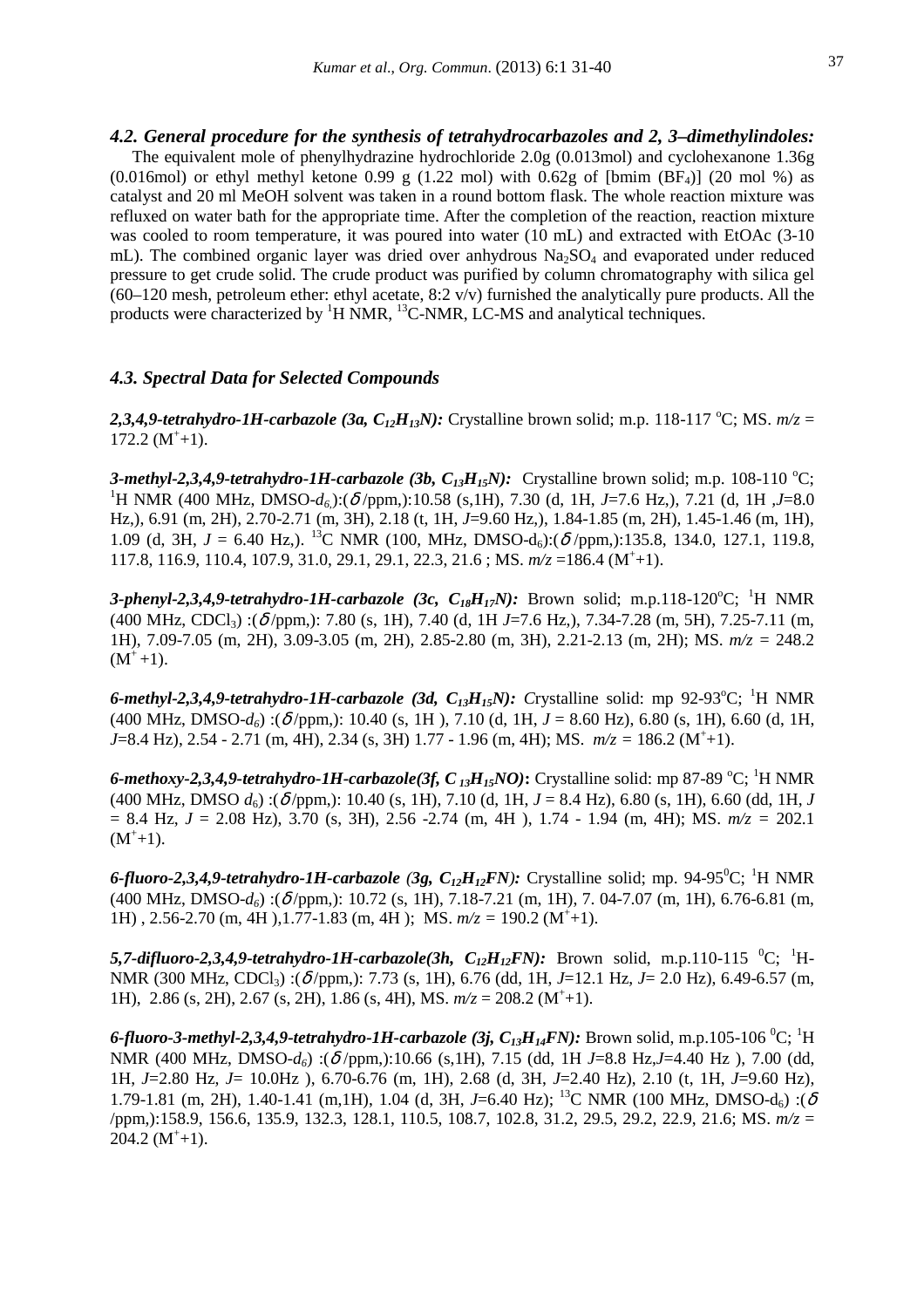### *4.2. General procedure for the synthesis of tetrahydrocarbazoles and 2, 3–dimethylindoles:*

The equivalent mole of phenylhydrazine hydrochloride 2.0g (0.013mol) and cyclohexanone 1.36g (0.016mol) or ethyl methyl ketone 0.99 g (1.22 mol) with 0.62g of [bmim ($BF_4$)] (20 mol %) as catalyst and 20 ml MeOH solvent was taken in a round bottom flask. The whole reaction mixture was refluxed on water bath for the appropriate time. After the completion of the reaction, reaction mixture was cooled to room temperature, it was poured into water (10 mL) and extracted with EtOAc (3-10 mL). The combined organic layer was dried over anhydrous $Na_2SO_4$ and evaporated under reduced pressure to get crude solid. The crude product was purified by column chromatography with silica gel (60–120 mesh, petroleum ether: ethyl acetate, 8:2 v/v) furnished the analytically pure products. All the products were characterized by $^1$H NMR, $^{13}$C-NMR, LC-MS and analytical techniques.

### *4.3. Spectral Data for Selected Compounds*

***2,3,4,9-tetrahydro-1H-carbazole (3a, $C_{12}H_{13}N$):*** Crystalline brown solid; m.p. 118-117 $^o$C; MS. *m/z* = 172.2 ($M^+$+1).

***3-methyl-2,3,4,9-tetrahydro-1H-carbazole (3b, $C_{13}H_{15}N$):*** Crystalline brown solid; m.p. 108-110 $^o$C; $^1$H NMR (400 MHz, DMSO-*d*$_{6,}$):(δ /ppm,):10.58 (s,1H), 7.30 (d, 1H, *J*=7.6 Hz,), 7.21 (d, 1H ,*J*=8.0 Hz,), 6.91 (m, 2H), 2.70-2.71 (m, 3H), 2.18 (t, 1H, *J*=9.60 Hz,), 1.84-1.85 (m, 2H), 1.45-1.46 (m, 1H), 1.09 (d, 3H, *J* = 6.40 Hz,). $^{13}$C NMR (100, MHz, DMSO-d$_6$):(δ /ppm,):135.8, 134.0, 127.1, 119.8, 117.8, 116.9, 110.4, 107.9, 31.0, 29.1, 29.1, 22.3, 21.6 ; MS. *m/z* =186.4 ($M^+$+1).

***3-phenyl-2,3,4,9-tetrahydro-1H-carbazole (3c, $C_{18}H_{17}N$):*** Brown solid; m.p.118-120$^o$C; $^1$H NMR (400 MHz, $CDCl_3$) :(δ /ppm,): 7.80 (s, 1H), 7.40 (d, 1H *J*=7.6 Hz,), 7.34-7.28 (m, 5H), 7.25-7.11 (m, 1H), 7.09-7.05 (m, 2H), 3.09-3.05 (m, 2H), 2.85-2.80 (m, 3H), 2.21-2.13 (m, 2H); MS. *m/z* = 248.2 ($M^+$+1).

***6-methyl-2,3,4,9-tetrahydro-1H-carbazole (3d, $C_{13}H_{15}N$):*** *C*rystalline solid: mp 92-93$^o$C; $^1$H NMR (400 MHz, DMSO-*d*$_6$) :(δ /ppm,): 10.40 (s, 1H ), 7.10 (d, 1H, *J* = 8.60 Hz), 6.80 (s, 1H), 6.60 (d, 1H, *J*=8.4 Hz), 2.54 - 2.71 (m, 4H), 2.34 (s, 3H) 1.77 - 1.96 (m, 4H); MS. *m/z* = 186.2 ($M^+$+1).

***6-methoxy-2,3,4,9-tetrahydro-1H-carbazole(3f, $C_{13}H_{15}NO$):*** Crystalline solid: mp 87-89 $^o$C; $^1$H NMR (400 MHz, DMSO *d*$_6$) :(δ /ppm,): 10.40 (s, 1H), 7.10 (d, 1H, *J* = 8.4 Hz), 6.80 (s, 1H), 6.60 (dd, 1H, *J* = 8.4 Hz, *J* = 2.08 Hz), 3.70 (s, 3H), 2.56 -2.74 (m, 4H ), 1.74 - 1.94 (m, 4H); MS. *m/z* = 202.1 ($M^+$+1).

***6-fluoro-2,3,4,9-tetrahydro-1H-carbazole (3g, $C_{12}H_{12}FN$):*** Crystalline solid; mp. 94-95$^0$C; $^1$H NMR (400 MHz, DMSO-*d*$_6$) :(δ /ppm,): 10.72 (s, 1H), 7.18-7.21 (m, 1H), 7. 04-7.07 (m, 1H), 6.76-6.81 (m, 1H) , 2.56-2.70 (m, 4H ),1.77-1.83 (m, 4H ); MS. *m/z* = 190.2 ($M^+$+1).

***5,7-difluoro-2,3,4,9-tetrahydro-1H-carbazole(3h, $C_{12}H_{12}FN$):*** Brown solid, m.p.110-115 $^0$C; $^1$H-NMR (300 MHz, $CDCl_3$) :(δ /ppm,): 7.73 (s, 1H), 6.76 (dd, 1H, *J*=12.1 Hz, *J*= 2.0 Hz), 6.49-6.57 (m, 1H), 2.86 (s, 2H), 2.67 (s, 2H), 1.86 (s, 4H), MS. *m/z* = 208.2 ($M^+$+1).

***6-fluoro-3-methyl-2,3,4,9-tetrahydro-1H-carbazole (3j, $C_{13}H_{14}FN$):*** Brown solid, m.p.105-106 $^0$C; $^1$H NMR (400 MHz, DMSO-*d*$_6$) :(δ /ppm,):10.66 (s,1H), 7.15 (dd, 1H *J*=8.8 Hz,*J*=4.40 Hz ), 7.00 (dd, 1H, *J*=2.80 Hz, *J*= 10.0Hz ), 6.70-6.76 (m, 1H), 2.68 (d, 3H, *J*=2.40 Hz), 2.10 (t, 1H, *J*=9.60 Hz), 1.79-1.81 (m, 2H), 1.40-1.41 (m,1H), 1.04 (d, 3H, *J*=6.40 Hz); $^{13}$C NMR (100 MHz, DMSO-d$_6$) :(δ /ppm,):158.9, 156.6, 135.9, 132.3, 128.1, 110.5, 108.7, 102.8, 31.2, 29.5, 29.2, 22.9, 21.6; MS. *m/z* = 204.2 ($M^+$+1).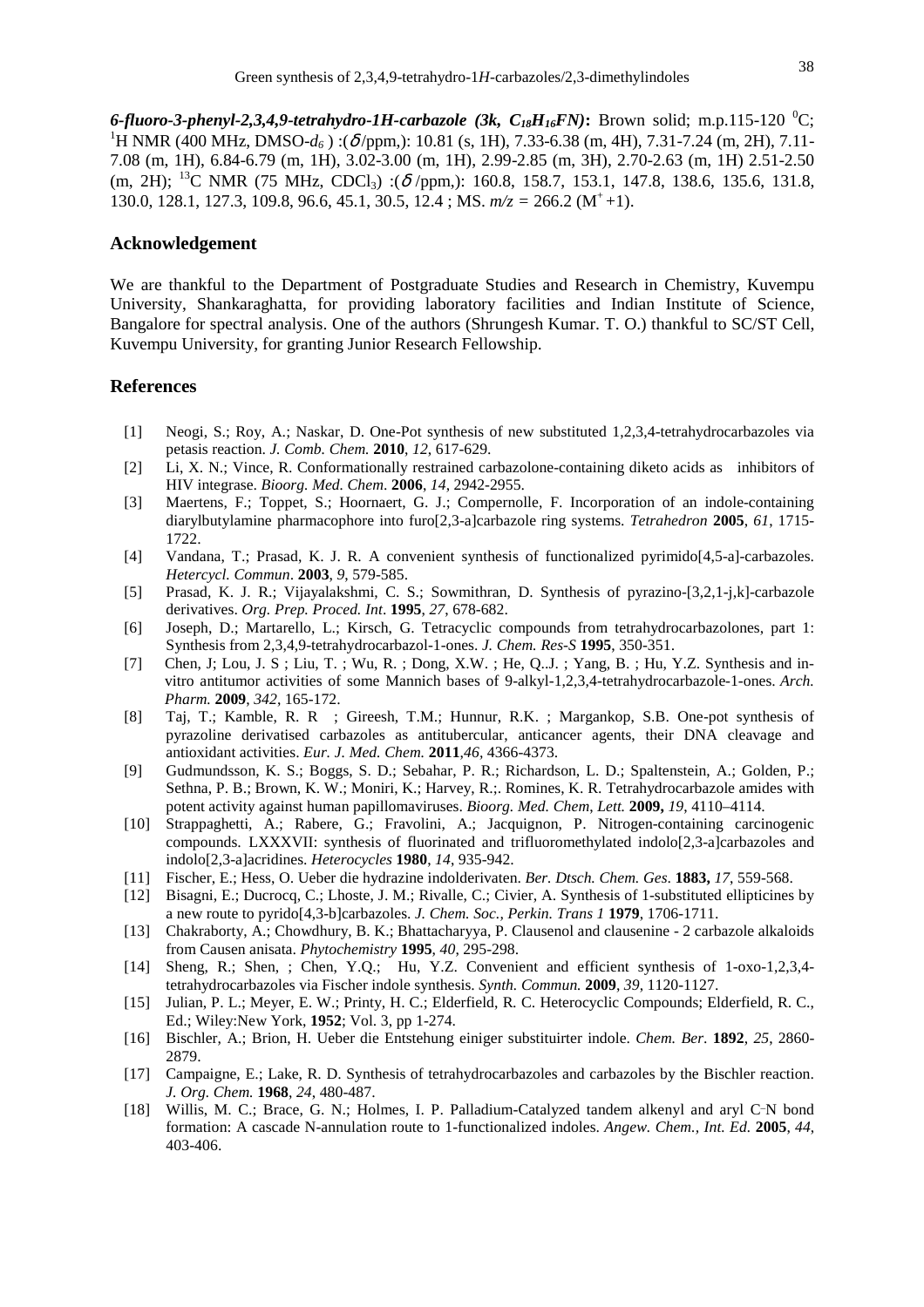***6-fluoro-3-phenyl-2,3,4,9-tetrahydro-1H-carbazole (3k, $C_{18}H_{16}FN$)*:** Brown solid; m.p.115-120 $^{0}$C; $^{1}$H NMR (400 MHz, DMSO-$d_6$ ) :($\delta$/ppm,): 10.81 (s, 1H), 7.33-6.38 (m, 4H), 7.31-7.24 (m, 2H), 7.11-7.08 (m, 1H), 6.84-6.79 (m, 1H), 3.02-3.00 (m, 1H), 2.99-2.85 (m, 3H), 2.70-2.63 (m, 1H) 2.51-2.50 (m, 2H); $^{13}$C NMR (75 MHz, $CDCl_3$) :($\delta$ /ppm,): 160.8, 158.7, 153.1, 147.8, 138.6, 135.6, 131.8, 130.0, 128.1, 127.3, 109.8, 96.6, 45.1, 30.5, 12.4 ; MS. *m/z* = 266.2 ($M^+$+1).

## Acknowledgement

We are thankful to the Department of Postgraduate Studies and Research in Chemistry, Kuvempu University, Shankaraghatta, for providing laboratory facilities and Indian Institute of Science, Bangalore for spectral analysis. One of the authors (Shrungesh Kumar. T. O.) thankful to SC/ST Cell, Kuvempu University, for granting Junior Research Fellowship.

## References

[1] Neogi, S.; Roy, A.; Naskar, D. One-Pot synthesis of new substituted 1,2,3,4-tetrahydrocarbazoles via petasis reaction. *J. Comb. Chem.* **2010**, *12*, 617-629.

[2] Li, X. N.; Vince, R. Conformationally restrained carbazolone-containing diketo acids as inhibitors of HIV integrase. *Bioorg. Med. Chem*. **2006**, *14*, 2942-2955.

[3] Maertens, F.; Toppet, S.; Hoornaert, G. J.; Compernolle, F. Incorporation of an indole-containing diarylbutylamine pharmacophore into furo[2,3-a]carbazole ring systems. *Tetrahedron* **2005**, *61*, 1715-1722.

[4] Vandana, T.; Prasad, K. J. R. A convenient synthesis of functionalized pyrimido[4,5-a]-carbazoles. *Hetercycl. Commun*. **2003**, *9*, 579-585.

[5] Prasad, K. J. R.; Vijayalakshmi, C. S.; Sowmithran, D. Synthesis of pyrazino-[3,2,1-j,k]-carbazole derivatives. *Org. Prep. Proced. Int*. **1995**, *27*, 678-682.

[6] Joseph, D.; Martarello, L.; Kirsch, G. Tetracyclic compounds from tetrahydrocarbazolones, part 1: Synthesis from 2,3,4,9-tetrahydrocarbazol-1-ones. *J. Chem. Res-S* **1995**, 350-351.

[7] Chen, J; Lou, J. S ; Liu, T. ; Wu, R. ; Dong, X.W. ; He, Q..J. ; Yang, B. ; Hu, Y.Z. Synthesis and in-vitro antitumor activities of some Mannich bases of 9-alkyl-1,2,3,4-tetrahydrocarbazole-1-ones. *Arch. Pharm.* **2009**, *342*, 165-172.

[8] Taj, T.; Kamble, R. R ; Gireesh, T.M.; Hunnur, R.K. ; Margankop, S.B. One-pot synthesis of pyrazoline derivatised carbazoles as antitubercular, anticancer agents, their DNA cleavage and antioxidant activities. *Eur. J. Med. Chem.* **2011**,*46*, 4366-4373.

[9] Gudmundsson, K. S.; Boggs, S. D.; Sebahar, P. R.; Richardson, L. D.; Spaltenstein, A.; Golden, P.; Sethna, P. B.; Brown, K. W.; Moniri, K.; Harvey, R.;. Romines, K. R. Tetrahydrocarbazole amides with potent activity against human papillomaviruses. *Bioorg. Med. Chem, Lett.* **2009,** *19*, 4110–4114.

[10] Strappaghetti, A.; Rabere, G.; Fravolini, A.; Jacquignon, P. Nitrogen-containing carcinogenic compounds. LXXXVII: synthesis of fluorinated and trifluoromethylated indolo[2,3-a]carbazoles and indolo[2,3-a]acridines. *Heterocycles* **1980**, *14*, 935-942.

[11] Fischer, E.; Hess, O. Ueber die hydrazine indolderivaten. *Ber. Dtsch. Chem. Ges*. **1883,** *17*, 559-568.

[12] Bisagni, E.; Ducrocq, C.; Lhoste, J. M.; Rivalle, C.; Civier, A. Synthesis of 1-substituted ellipticines by a new route to pyrido[4,3-b]carbazoles. *J. Chem. Soc., Perkin. Trans 1* **1979**, 1706-1711.

[13] Chakraborty, A.; Chowdhury, B. K.; Bhattacharyya, P. Clausenol and clausenine - 2 carbazole alkaloids from Causen anisata. *Phytochemistry* **1995**, *40*, 295-298.

[14] Sheng, R.; Shen, ; Chen, Y.Q.; Hu, Y.Z. Convenient and efficient synthesis of 1-oxo-1,2,3,4-tetrahydrocarbazoles via Fischer indole synthesis. *Synth. Commun.* **2009**, *39*, 1120-1127.

[15] Julian, P. L.; Meyer, E. W.; Printy, H. C.; Elderfield, R. C. Heterocyclic Compounds; Elderfield, R. C., Ed.; Wiley:New York, **1952**; Vol. 3, pp 1-274.

[16] Bischler, A.; Brion, H. Ueber die Entstehung einiger substituirter indole. *Chem. Ber.* **1892**, *25*, 2860-2879.

[17] Campaigne, E.; Lake, R. D. Synthesis of tetrahydrocarbazoles and carbazoles by the Bischler reaction. *J. Org. Chem.* **1968**, *24*, 480-487.

[18] Willis, M. C.; Brace, G. N.; Holmes, I. P. Palladium-Catalyzed tandem alkenyl and aryl C–N bond formation: A cascade N-annulation route to 1-functionalized indoles. *Angew. Chem., Int. Ed.* **2005**, *44*, 403-406.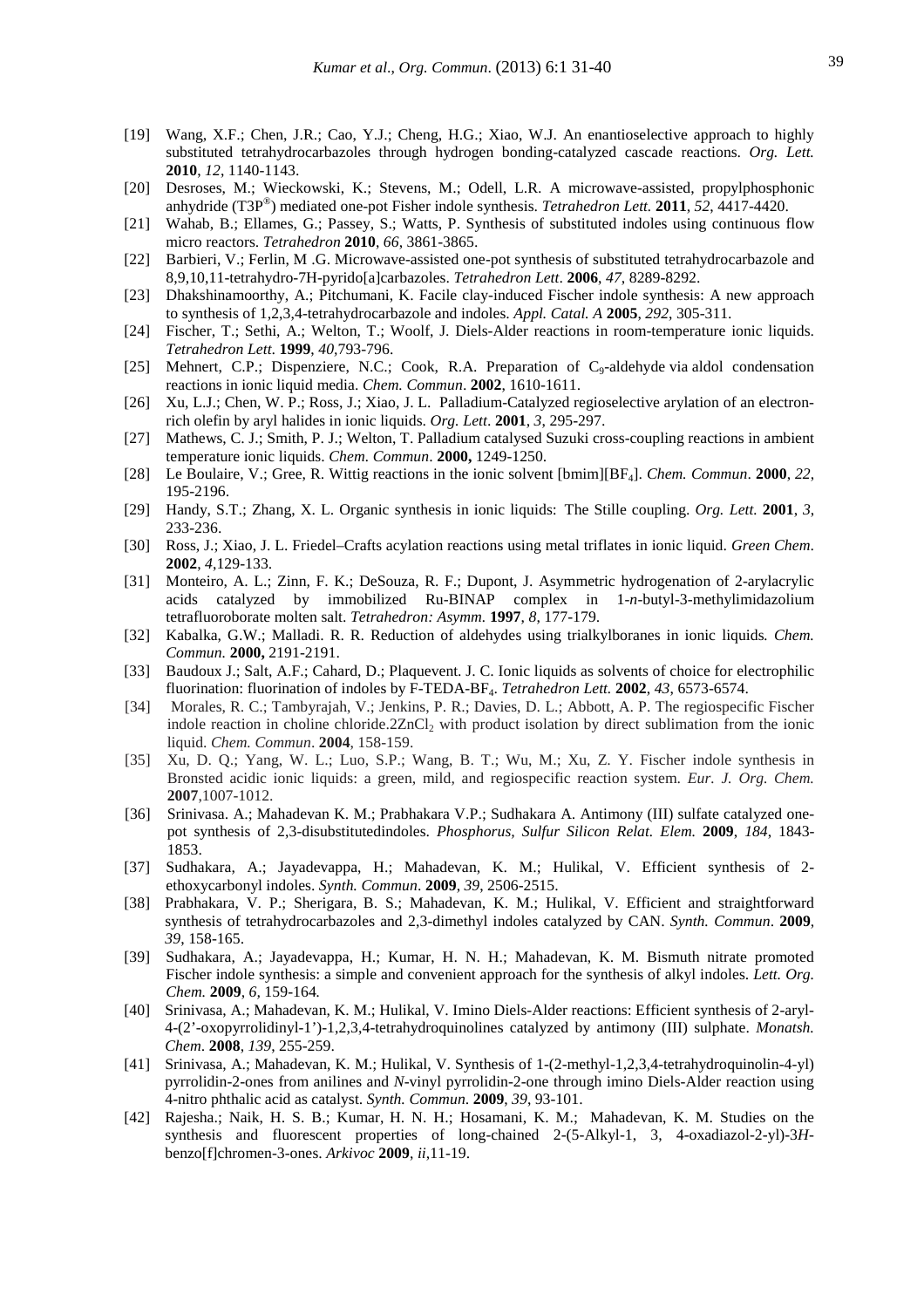[19] Wang, X.F.; Chen, J.R.; Cao, Y.J.; Cheng, H.G.; Xiao, W.J. An enantioselective approach to highly substituted tetrahydrocarbazoles through hydrogen bonding-catalyzed cascade reactions. *Org. Lett.* **2010**, *12*, 1140-1143.

[20] Desroses, M.; Wieckowski, K.; Stevens, M.; Odell, L.R. A microwave-assisted, propylphosphonic anhydride (T3P®) mediated one-pot Fisher indole synthesis. *Tetrahedron Lett.* **2011**, *52*, 4417-4420.

[21] Wahab, B.; Ellames, G.; Passey, S.; Watts, P. Synthesis of substituted indoles using continuous flow micro reactors. *Tetrahedron* **2010**, *66*, 3861-3865.

[22] Barbieri, V.; Ferlin, M .G. Microwave-assisted one-pot synthesis of substituted tetrahydrocarbazole and 8,9,10,11-tetrahydro-7H-pyrido[a]carbazoles. *Tetrahedron Lett*. **2006**, *47*, 8289-8292.

[23] Dhakshinamoorthy, A.; Pitchumani, K. Facile clay-induced Fischer indole synthesis: A new approach to synthesis of 1,2,3,4-tetrahydrocarbazole and indoles. *Appl. Catal. A* **2005**, *292*, 305-311.

[24] Fischer, T.; Sethi, A.; Welton, T.; Woolf, J. Diels-Alder reactions in room-temperature ionic liquids. *Tetrahedron Lett*. **1999**, *40*,793-796.

[25] Mehnert, C.P.; Dispenziere, N.C.; Cook, R.A. Preparation of $C_9$-aldehyde via aldol condensation reactions in ionic liquid media. *Chem. Commun*. **2002**, 1610-1611.

[26] Xu, L.J.; Chen, W. P.; Ross, J.; Xiao, J. L. Palladium-Catalyzed regioselective arylation of an electron-rich olefin by aryl halides in ionic liquids. *Org. Lett*. **2001**, *3*, 295-297.

[27] Mathews, C. J.; Smith, P. J.; Welton, T. Palladium catalysed Suzuki cross-coupling reactions in ambient temperature ionic liquids. *Chem. Commun*. **2000,** 1249-1250.

[28] Le Boulaire, V.; Gree, R. Wittig reactions in the ionic solvent [bmim][$BF_4$]. *Chem. Commun*. **2000**, *22*, 195-2196.

[29] Handy, S.T.; Zhang, X. L. Organic synthesis in ionic liquids: The Stille coupling. *Org. Lett.* **2001**, *3*, 233-236.

[30] Ross, J.; Xiao, J. L. Friedel–Crafts acylation reactions using metal triflates in ionic liquid. *Green Chem*. **2002**, *4*,129-133.

[31] Monteiro, A. L.; Zinn, F. K.; DeSouza, R. F.; Dupont, J. Asymmetric hydrogenation of 2-arylacrylic acids catalyzed by immobilized Ru-BINAP complex in 1-*n*-butyl-3-methylimidazolium tetrafluoroborate molten salt. *Tetrahedron: Asymm*. **1997**, *8*, 177-179.

[32] Kabalka, G.W.; Malladi. R. R. Reduction of aldehydes using trialkylboranes in ionic liquids*. Chem. Commun.* **2000,** 2191-2191.

[33] Baudoux J.; Salt, A.F.; Cahard, D.; Plaquevent. J. C. Ionic liquids as solvents of choice for electrophilic fluorination: fluorination of indoles by F-TEDA-$BF_4$. *Tetrahedron Lett.* **2002**, *43*, 6573-6574.

[34] Morales, R. C.; Tambyrajah, V.; Jenkins, P. R.; Davies, D. L.; Abbott, A. P. The regiospecific Fischer indole reaction in choline chloride.2$ZnCl_2$ with product isolation by direct sublimation from the ionic liquid. *Chem. Commun*. **2004**, 158-159.

[35] Xu, D. Q.; Yang, W. L.; Luo, S.P.; Wang, B. T.; Wu, M.; Xu, Z. Y. Fischer indole synthesis in Bronsted acidic ionic liquids: a green, mild, and regiospecific reaction system. *Eur. J. Org. Chem.* **2007**,1007-1012.

[36] Srinivasa. A.; Mahadevan K. M.; Prabhakara V.P.; Sudhakara A. Antimony (III) sulfate catalyzed one-pot synthesis of 2,3-disubstitutedindoles. *Phosphorus, Sulfur Silicon Relat. Elem.* **2009**, *184*, 1843-1853.

[37] Sudhakara, A.; Jayadevappa, H.; Mahadevan, K. M.; Hulikal, V. Efficient synthesis of 2-ethoxycarbonyl indoles. *Synth. Commun*. **2009**, *39*, 2506-2515.

[38] Prabhakara, V. P.; Sherigara, B. S.; Mahadevan, K. M.; Hulikal, V. Efficient and straightforward synthesis of tetrahydrocarbazoles and 2,3-dimethyl indoles catalyzed by CAN. *Synth. Commun*. **2009**, *39*, 158-165.

[39] Sudhakara, A.; Jayadevappa, H.; Kumar, H. N. H.; Mahadevan, K. M. Bismuth nitrate promoted Fischer indole synthesis: a simple and convenient approach for the synthesis of alkyl indoles. *Lett. Org. Chem.* **2009**, *6*, 159-164*.*

[40] Srinivasa, A.; Mahadevan, K. M.; Hulikal, V. Imino Diels-Alder reactions: Efficient synthesis of 2-aryl-4-(2’-oxopyrrolidinyl-1’)-1,2,3,4-tetrahydroquinolines catalyzed by antimony (III) sulphate. *Monatsh. Chem*. **2008**, *139*, 255-259.

[41] Srinivasa, A.; Mahadevan, K. M.; Hulikal, V. Synthesis of 1-(2-methyl-1,2,3,4-tetrahydroquinolin-4-yl) pyrrolidin-2-ones from anilines and *N*-vinyl pyrrolidin-2-one through imino Diels-Alder reaction using 4-nitro phthalic acid as catalyst. *Synth. Commun*. **2009**, *39*, 93-101.

[42] Rajesha.; Naik, H. S. B.; Kumar, H. N. H.; Hosamani, K. M.; Mahadevan, K. M. Studies on the synthesis and fluorescent properties of long-chained 2-(5-Alkyl-1, 3, 4-oxadiazol-2-yl)-3*H*-benzo[f]chromen-3-ones. *Arkivoc* **2009**, *ii*,11-19.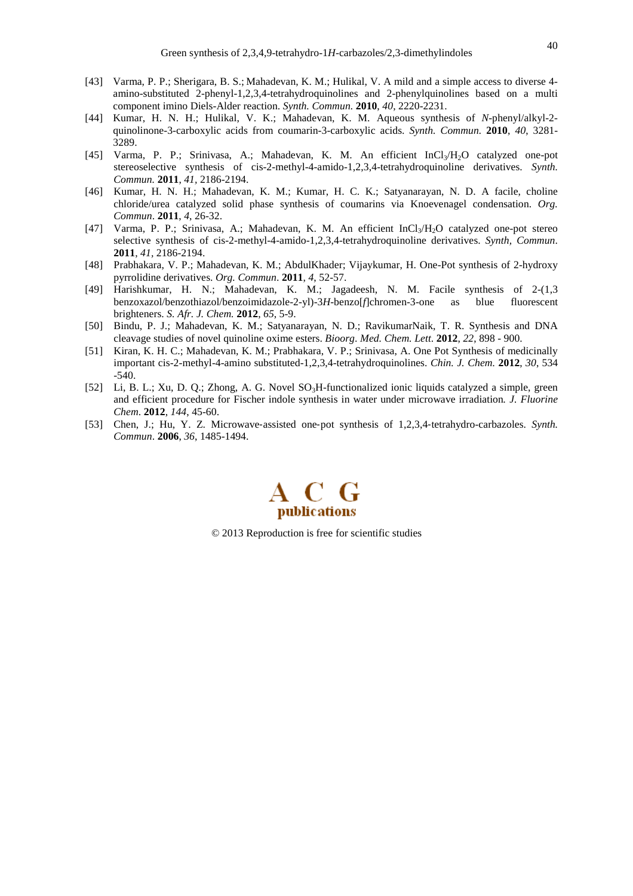[43] Varma, P. P.; Sherigara, B. S.; Mahadevan, K. M.; Hulikal, V. A mild and a simple access to diverse 4-amino-substituted 2-phenyl-1,2,3,4-tetrahydroquinolines and 2-phenylquinolines based on a multi component imino Diels-Alder reaction. *Synth. Commun.* **2010**, *40*, 2220-2231.

[44] Kumar, H. N. H.; Hulikal, V. K.; Mahadevan, K. M. Aqueous synthesis of *N*-phenyl/alkyl-2-quinolinone-3-carboxylic acids from coumarin-3-carboxylic acids. *Synth. Commun.* **2010**, *40*, 3281-3289.

[45] Varma, P. P.; Srinivasa, A.; Mahadevan, K. M. An efficient $InCl_3/H_2O$ catalyzed one-pot stereoselective synthesis of cis-2-methyl-4-amido-1,2,3,4-tetrahydroquinoline derivatives. *Synth. Commun.* **2011**, *41*, 2186-2194.

[46] Kumar, H. N. H.; Mahadevan, K. M.; Kumar, H. C. K.; Satyanarayan, N. D. A facile, choline chloride/urea catalyzed solid phase synthesis of coumarins via Knoevenagel condensation. *Org. Commun*. **2011**, *4*, 26-32.

[47] Varma, P. P.; Srinivasa, A.; Mahadevan, K. M. An efficient $InCl_3/H_2O$ catalyzed one-pot stereo selective synthesis of cis-2-methyl-4-amido-1,2,3,4-tetrahydroquinoline derivatives. *Synth, Commun*. **2011**, *41*, 2186-2194.

[48] Prabhakara, V. P.; Mahadevan, K. M.; AbdulKhader; Vijaykumar, H. One-Pot synthesis of 2-hydroxy pyrrolidine derivatives. *Org. Commun*. **2011**, *4*, 52-57.

[49] Harishkumar, H. N.; Mahadevan, K. M.; Jagadeesh, N. M. Facile synthesis of 2-(1,3 benzoxazol/benzothiazol/benzoimidazole-2-yl)-3*H*-benzo[*f*]chromen-3-one as blue fluorescent brighteners. *S. Afr. J. Chem.* **2012**, *65*, 5-9.

[50] Bindu, P. J.; Mahadevan, K. M.; Satyanarayan, N. D.; RavikumarNaik, T. R. Synthesis and DNA cleavage studies of novel quinoline oxime esters. *Bioorg. Med. Chem. Lett*. **2012**, *22*, 898 - 900.

[51] Kiran, K. H. C.; Mahadevan, K. M.; Prabhakara, V. P.; Srinivasa, A. One Pot Synthesis of medicinally important cis-2-methyl-4-amino substituted-1,2,3,4-tetrahydroquinolines. *Chin. J. Chem.* **2012**, *30*, 534 -540.

[52] Li, B. L.; Xu, D. Q.; Zhong, A. G. Novel $SO_3H$-functionalized ionic liquids catalyzed a simple, green and efficient procedure for Fischer indole synthesis in water under microwave irradiation*. J. Fluorine Chem*. **2012**, *144*, 45-60.

[53] Chen, J.; Hu, Y. Z. Microwave‐assisted one‐pot synthesis of 1,2,3,4‐tetrahydro-carbazoles. *Synth. Commun*. **2006**, *36*, 1485-1494.

A C G
publications

© 2013 Reproduction is free for scientific studies